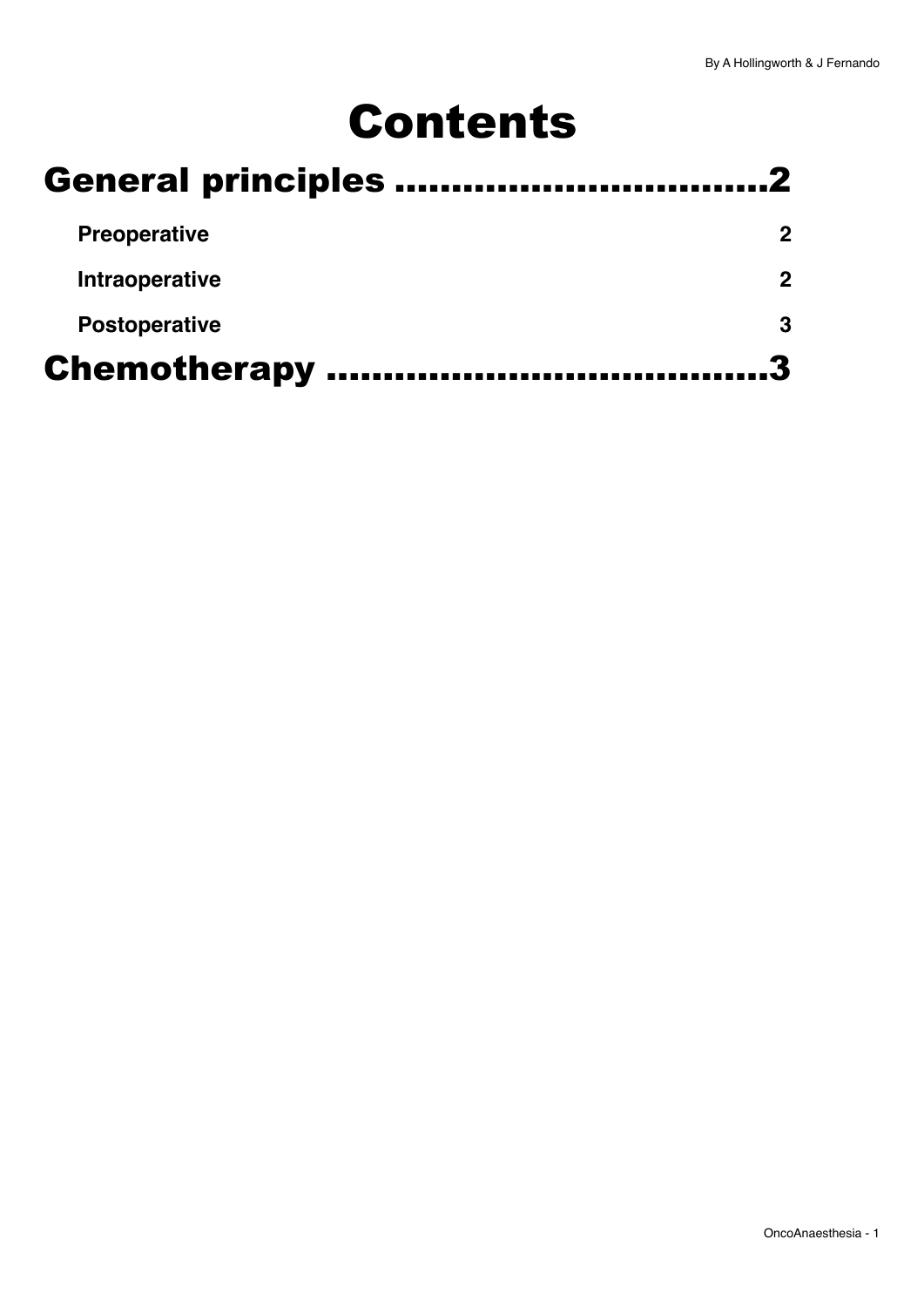# Contents

## General principles ..................................2

**Preoperative** 2

**Intraoperative** 2

**Postoperative** 3

## Chemotherapy ........................................3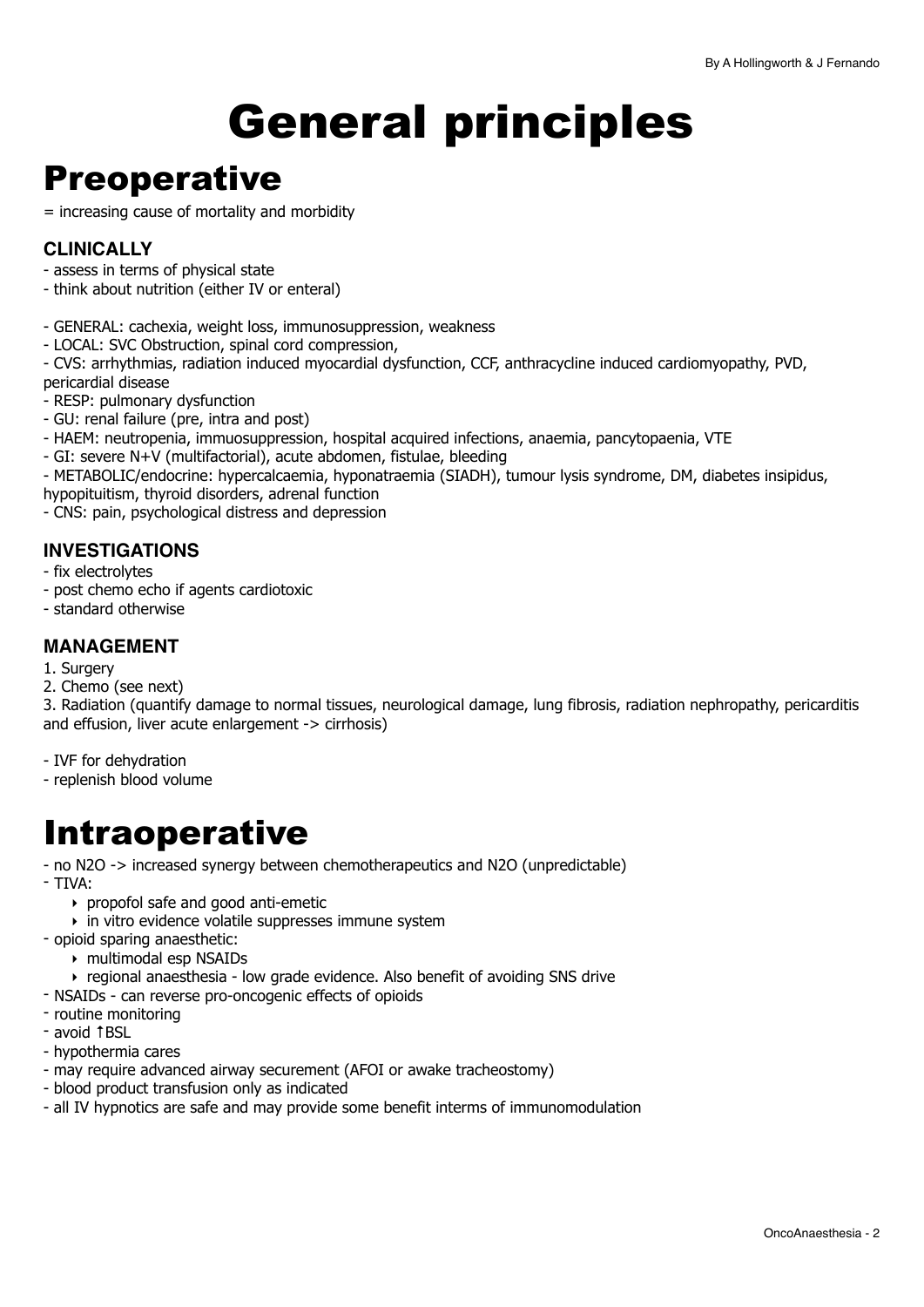# General principles

## Preoperative

= increasing cause of mortality and morbidity

### CLINICALLY

- assess in terms of physical state
- think about nutrition (either IV or enteral)

- GENERAL: cachexia, weight loss, immunosuppression, weakness
- LOCAL: SVC Obstruction, spinal cord compression,
- CVS: arrhythmias, radiation induced myocardial dysfunction, CCF, anthracycline induced cardiomyopathy, PVD, pericardial disease
- RESP: pulmonary dysfunction
- GU: renal failure (pre, intra and post)
- HAEM: neutropenia, immuosuppression, hospital acquired infections, anaemia, pancytopaenia, VTE
- GI: severe N+V (multifactorial), acute abdomen, fistulae, bleeding
- METABOLIC/endocrine: hypercalcaemia, hyponatraemia (SIADH), tumour lysis syndrome, DM, diabetes insipidus, hypopituitism, thyroid disorders, adrenal function
- CNS: pain, psychological distress and depression

### INVESTIGATIONS

- fix electrolytes
- post chemo echo if agents cardiotoxic
- standard otherwise

### MANAGEMENT

1. Surgery
2. Chemo (see next)
3. Radiation (quantify damage to normal tissues, neurological damage, lung fibrosis, radiation nephropathy, pericarditis and effusion, liver acute enlargement -> cirrhosis)

- IVF for dehydration
- replenish blood volume

## Intraoperative

- no $N_2O$ -> increased synergy between chemotherapeutics and $N_2O$ (unpredictable)
- TIVA:
    - propofol safe and good anti-emetic
    - in vitro evidence volatile suppresses immune system
- opioid sparing anaesthetic:
    - multimodal esp NSAIDs
    - regional anaesthesia - low grade evidence. Also benefit of avoiding SNS drive
- NSAIDs - can reverse pro-oncogenic effects of opioids
- routine monitoring
- avoid ↑BSL
- hypothermia cares
- may require advanced airway securement (AFOI or awake tracheostomy)
- blood product transfusion only as indicated
- all IV hypnotics are safe and may provide some benefit interms of immunomodulation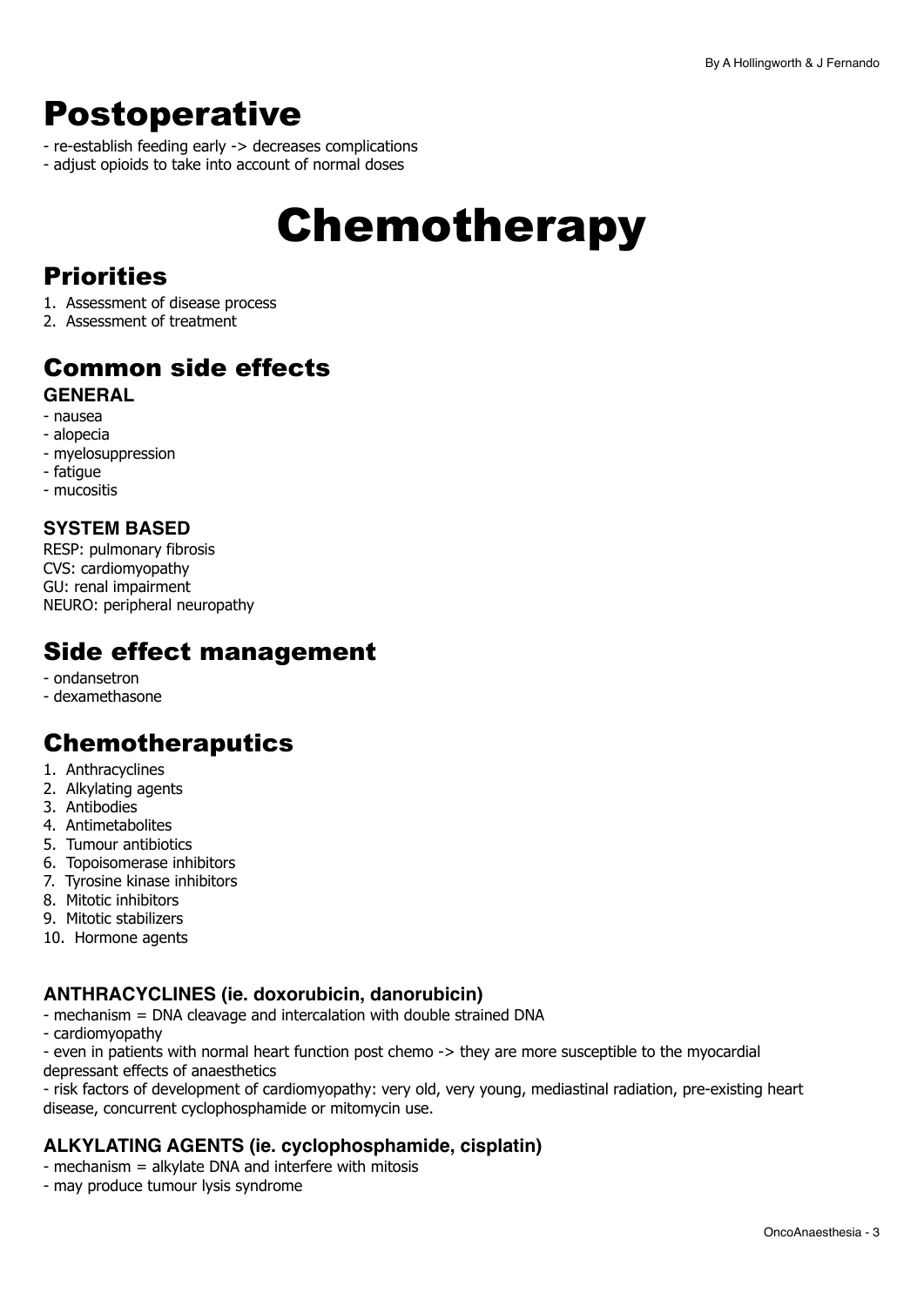# Postoperative

- re-establish feeding early -> decreases complications
- adjust opioids to take into account of normal doses

# Chemotherapy

## Priorities

1. Assessment of disease process
2. Assessment of treatment

## Common side effects

### GENERAL

- nausea
- alopecia
- myelosuppression
- fatigue
- mucositis

### SYSTEM BASED

RESP: pulmonary fibrosis
CVS: cardiomyopathy
GU: renal impairment
NEURO: peripheral neuropathy

## Side effect management

- ondansetron
- dexamethasone

## Chemotheraputics

1. Anthracyclines
2. Alkylating agents
3. Antibodies
4. Antimetabolites
5. Tumour antibiotics
6. Topoisomerase inhibitors
7. Tyrosine kinase inhibitors
8. Mitotic inhibitors
9. Mitotic stabilizers
10. Hormone agents

### ANTHRACYCLINES (ie. doxorubicin, danorubicin)

- mechanism = DNA cleavage and intercalation with double strained DNA
- cardiomyopathy
- even in patients with normal heart function post chemo -> they are more susceptible to the myocardial depressant effects of anaesthetics
- risk factors of development of cardiomyopathy: very old, very young, mediastinal radiation, pre-existing heart disease, concurrent cyclophosphamide or mitomycin use.

### ALKYLATING AGENTS (ie. cyclophosphamide, cisplatin)

- mechanism = alkylate DNA and interfere with mitosis
- may produce tumour lysis syndrome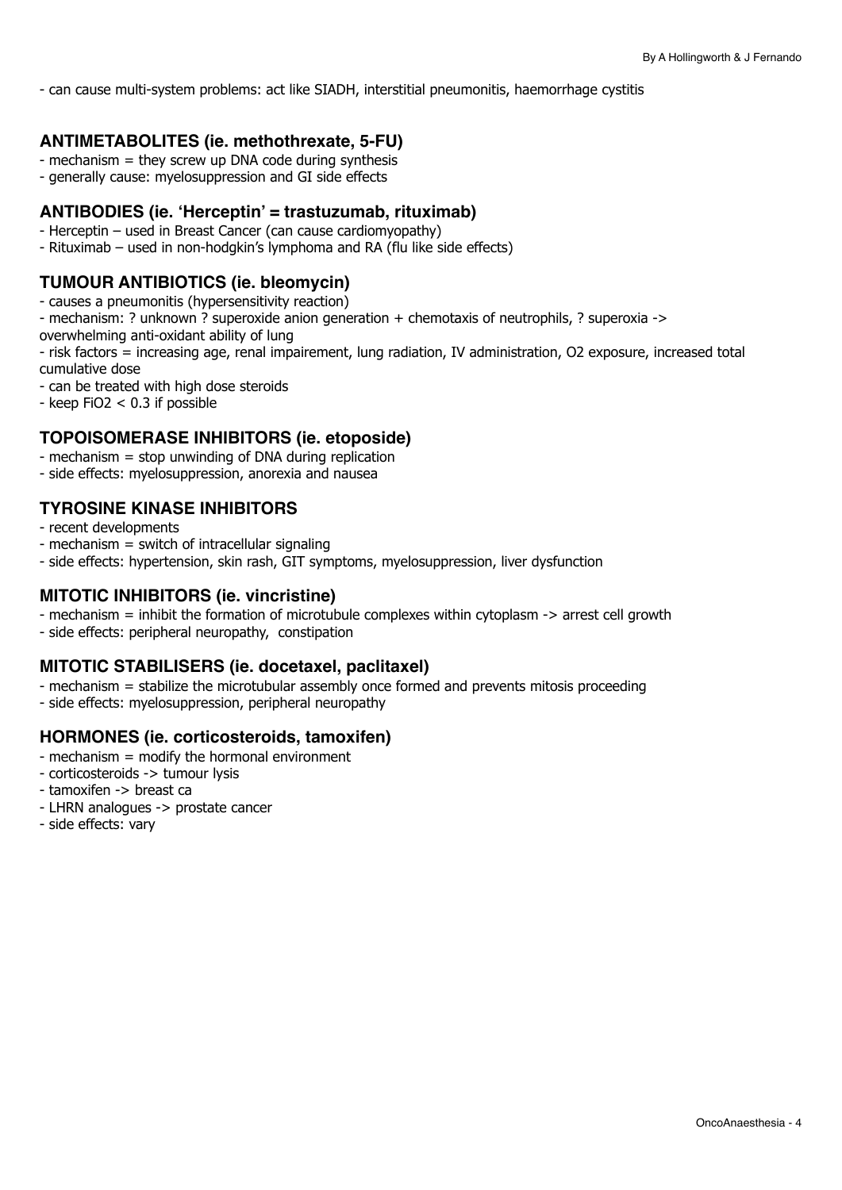- can cause multi-system problems: act like SIADH, interstitial pneumonitis, haemorrhage cystitis

### ANTIMETABOLITES (ie. methothrexate, 5-FU)

- mechanism = they screw up DNA code during synthesis
- generally cause: myelosuppression and GI side effects

### ANTIBODIES (ie. 'Herceptin' = trastuzumab, rituximab)

- Herceptin – used in Breast Cancer (can cause cardiomyopathy)
- Rituximab – used in non-hodgkin's lymphoma and RA (flu like side effects)

### TUMOUR ANTIBIOTICS (ie. bleomycin)

- causes a pneumonitis (hypersensitivity reaction)
- mechanism: ? unknown ? superoxide anion generation + chemotaxis of neutrophils, ? superoxia -> overwhelming anti-oxidant ability of lung
- risk factors = increasing age, renal impairement, lung radiation, IV administration, O2 exposure, increased total cumulative dose
- can be treated with high dose steroids
- keep $FiO_2 < 0.3$ if possible

### TOPOISOMERASE INHIBITORS (ie. etoposide)

- mechanism = stop unwinding of DNA during replication
- side effects: myelosuppression, anorexia and nausea

### TYROSINE KINASE INHIBITORS

- recent developments
- mechanism = switch of intracellular signaling
- side effects: hypertension, skin rash, GIT symptoms, myelosuppression, liver dysfunction

### MITOTIC INHIBITORS (ie. vincristine)

- mechanism = inhibit the formation of microtubule complexes within cytoplasm -> arrest cell growth
- side effects: peripheral neuropathy, constipation

### MITOTIC STABILISERS (ie. docetaxel, paclitaxel)

- mechanism = stabilize the microtubular assembly once formed and prevents mitosis proceeding
- side effects: myelosuppression, peripheral neuropathy

### HORMONES (ie. corticosteroids, tamoxifen)

- mechanism = modify the hormonal environment
- corticosteroids -> tumour lysis
- tamoxifen -> breast ca
- LHRN analogues -> prostate cancer
- side effects: vary